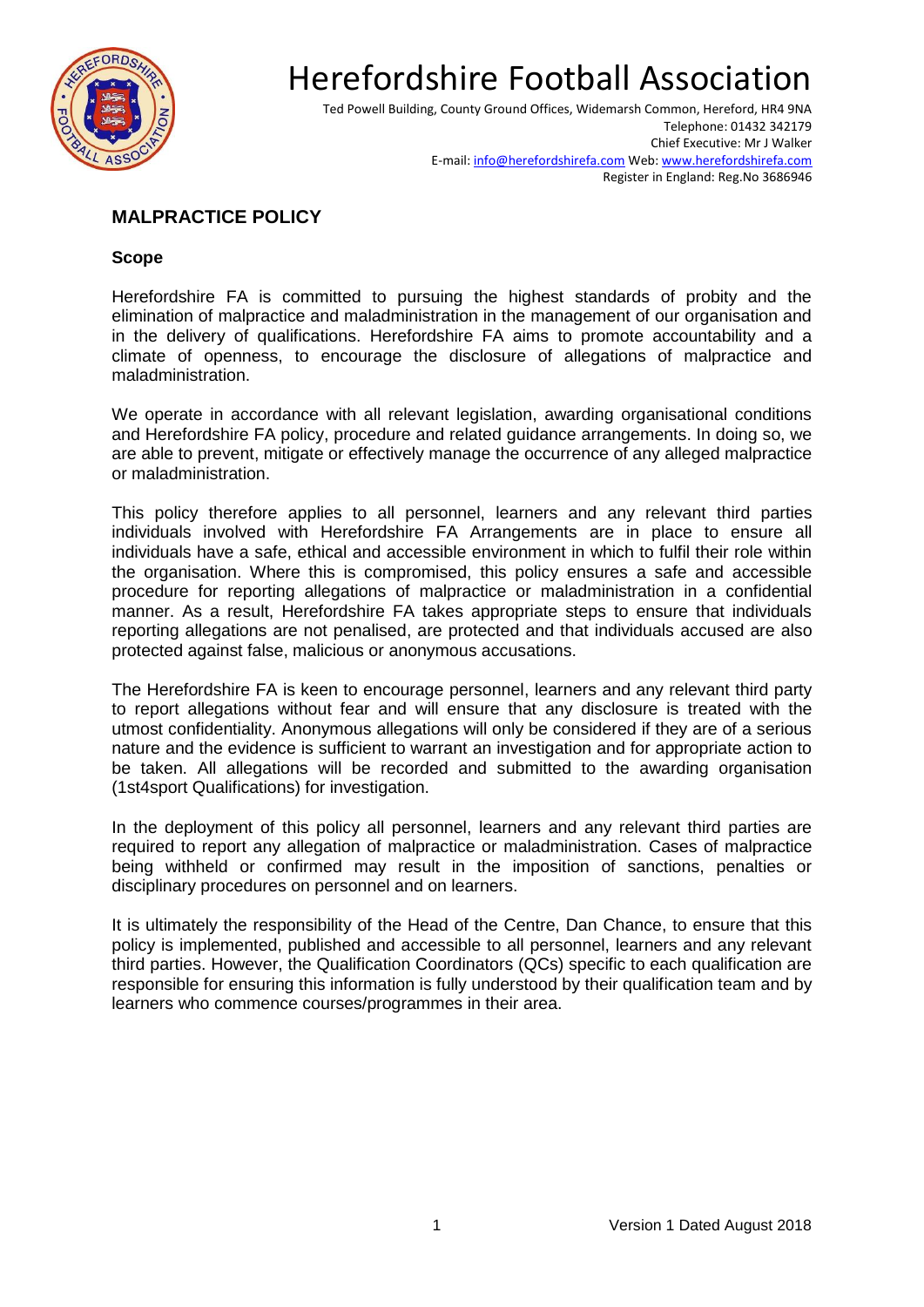# Herefordshire Football Association

Ted Powell Building, County Ground Offices, Widemarsh Common, Hereford, HR4 9NA
Telephone: 01432 342179
Chief Executive: Mr J Walker
E-mail: info@herefordshirefa.com Web: www.herefordshirefa.com
Register in England: Reg.No 3686946

## MALPRACTICE POLICY

### Scope

Herefordshire FA is committed to pursuing the highest standards of probity and the elimination of malpractice and maladministration in the management of our organisation and in the delivery of qualifications. Herefordshire FA aims to promote accountability and a climate of openness, to encourage the disclosure of allegations of malpractice and maladministration.

We operate in accordance with all relevant legislation, awarding organisational conditions and Herefordshire FA policy, procedure and related guidance arrangements. In doing so, we are able to prevent, mitigate or effectively manage the occurrence of any alleged malpractice or maladministration.

This policy therefore applies to all personnel, learners and any relevant third parties individuals involved with Herefordshire FA Arrangements are in place to ensure all individuals have a safe, ethical and accessible environment in which to fulfil their role within the organisation. Where this is compromised, this policy ensures a safe and accessible procedure for reporting allegations of malpractice or maladministration in a confidential manner. As a result, Herefordshire FA takes appropriate steps to ensure that individuals reporting allegations are not penalised, are protected and that individuals accused are also protected against false, malicious or anonymous accusations.

The Herefordshire FA is keen to encourage personnel, learners and any relevant third party to report allegations without fear and will ensure that any disclosure is treated with the utmost confidentiality. Anonymous allegations will only be considered if they are of a serious nature and the evidence is sufficient to warrant an investigation and for appropriate action to be taken. All allegations will be recorded and submitted to the awarding organisation (1st4sport Qualifications) for investigation.

In the deployment of this policy all personnel, learners and any relevant third parties are required to report any allegation of malpractice or maladministration. Cases of malpractice being withheld or confirmed may result in the imposition of sanctions, penalties or disciplinary procedures on personnel and on learners.

It is ultimately the responsibility of the Head of the Centre, Dan Chance, to ensure that this policy is implemented, published and accessible to all personnel, learners and any relevant third parties. However, the Qualification Coordinators (QCs) specific to each qualification are responsible for ensuring this information is fully understood by their qualification team and by learners who commence courses/programmes in their area.

Version 1 Dated August 2018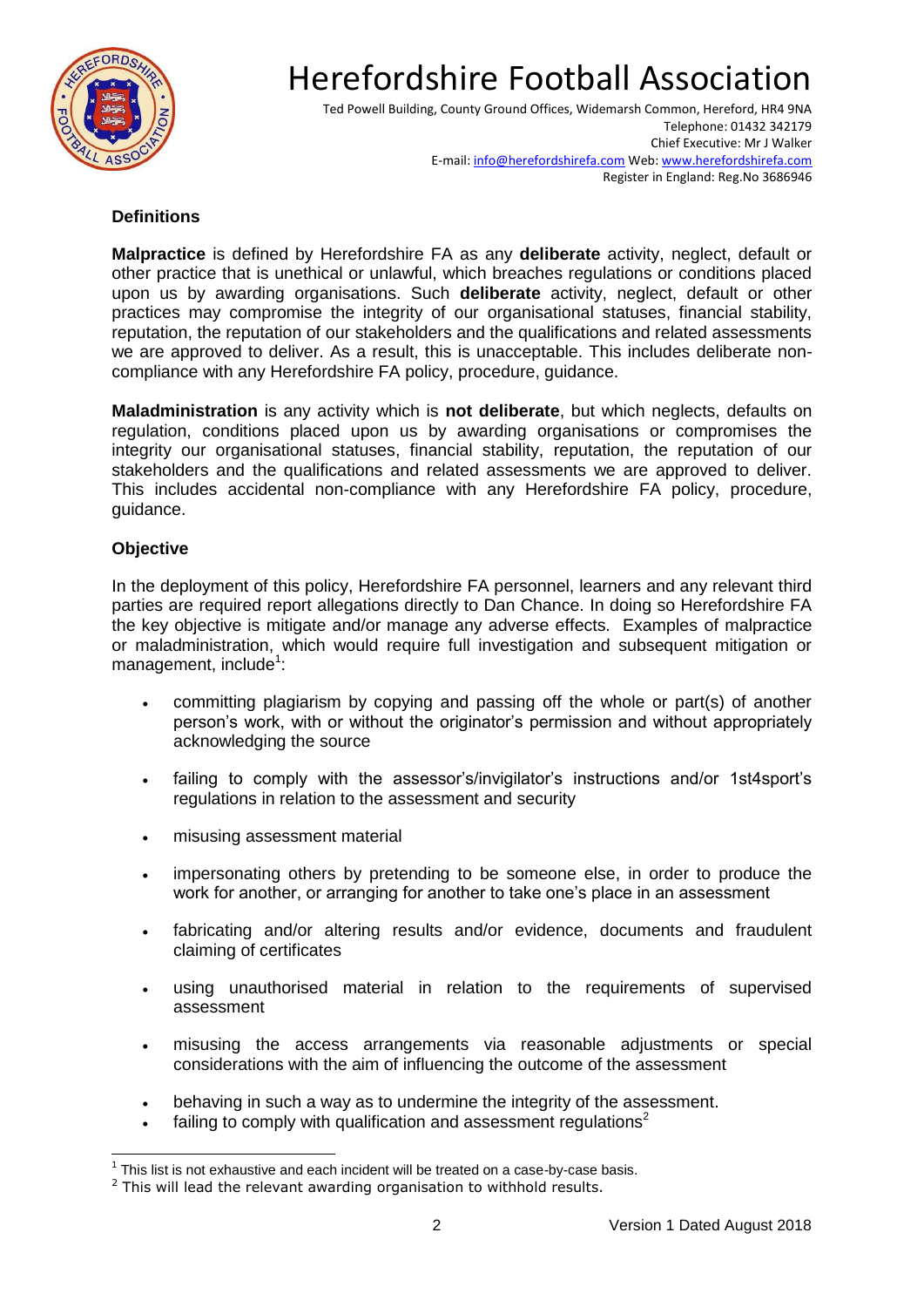# Herefordshire Football Association

Ted Powell Building, County Ground Offices, Widemarsh Common, Hereford, HR4 9NA
Telephone: 01432 342179
Chief Executive: Mr J Walker
E-mail: info@herefordshirefa.com Web: www.herefordshirefa.com
Register in England: Reg.No 3686946

## Definitions

**Malpractice** is defined by Herefordshire FA as any **deliberate** activity, neglect, default or other practice that is unethical or unlawful, which breaches regulations or conditions placed upon us by awarding organisations. Such **deliberate** activity, neglect, default or other practices may compromise the integrity of our organisational statuses, financial stability, reputation, the reputation of our stakeholders and the qualifications and related assessments we are approved to deliver. As a result, this is unacceptable. This includes deliberate non-compliance with any Herefordshire FA policy, procedure, guidance.

**Maladministration** is any activity which is **not deliberate**, but which neglects, defaults on regulation, conditions placed upon us by awarding organisations or compromises the integrity our organisational statuses, financial stability, reputation, the reputation of our stakeholders and the qualifications and related assessments we are approved to deliver. This includes accidental non-compliance with any Herefordshire FA policy, procedure, guidance.

## Objective

In the deployment of this policy, Herefordshire FA personnel, learners and any relevant third parties are required report allegations directly to Dan Chance. In doing so Herefordshire FA the key objective is mitigate and/or manage any adverse effects. Examples of malpractice or maladministration, which would require full investigation and subsequent mitigation or management, include[1]:

- committing plagiarism by copying and passing off the whole or part(s) of another person's work, with or without the originator's permission and without appropriately acknowledging the source
- failing to comply with the assessor's/invigilator's instructions and/or 1st4sport's regulations in relation to the assessment and security
- misusing assessment material
- impersonating others by pretending to be someone else, in order to produce the work for another, or arranging for another to take one's place in an assessment
- fabricating and/or altering results and/or evidence, documents and fraudulent claiming of certificates
- using unauthorised material in relation to the requirements of supervised assessment
- misusing the access arrangements via reasonable adjustments or special considerations with the aim of influencing the outcome of the assessment
- behaving in such a way as to undermine the integrity of the assessment.
- failing to comply with qualification and assessment regulations[2]

[1] This list is not exhaustive and each incident will be treated on a case-by-case basis.

[2] This will lead the relevant awarding organisation to withhold results.

Version 1 Dated August 2018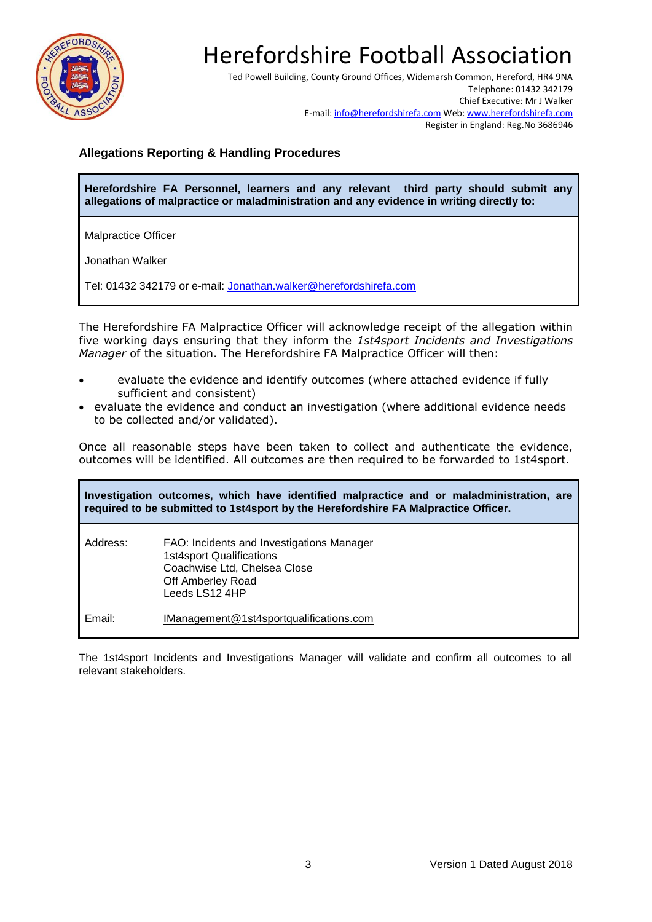# Herefordshire Football Association

Ted Powell Building, County Ground Offices, Widemarsh Common, Hereford, HR4 9NA
Telephone: 01432 342179
Chief Executive: Mr J Walker
E-mail: info@herefordshirefa.com Web: www.herefordshirefa.com
Register in England: Reg.No 3686946

## Allegations Reporting & Handling Procedures

| **Herefordshire FA Personnel, learners and any relevant third party should submit any allegations of malpractice or maladministration and any evidence in writing directly to:** |
|---|
| Malpractice Officer<br><br>Jonathan Walker<br><br>Tel: 01432 342179 or e-mail: Jonathan.walker@herefordshirefa.com |

The Herefordshire FA Malpractice Officer will acknowledge receipt of the allegation within five working days ensuring that they inform the *1st4sport Incidents and Investigations Manager* of the situation. The Herefordshire FA Malpractice Officer will then:

- evaluate the evidence and identify outcomes (where attached evidence if fully sufficient and consistent)
- evaluate the evidence and conduct an investigation (where additional evidence needs to be collected and/or validated).

Once all reasonable steps have been taken to collect and authenticate the evidence, outcomes will be identified. All outcomes are then required to be forwarded to 1st4sport.

| **Investigation outcomes, which have identified malpractice and or maladministration, are required to be submitted to 1st4sport by the Herefordshire FA Malpractice Officer.** | |
|---|---|
| Address: | FAO: Incidents and Investigations Manager<br>1st4sport Qualifications<br>Coachwise Ltd, Chelsea Close<br>Off Amberley Road<br>Leeds LS12 4HP |
| Email: | IManagement@1st4sportqualifications.com |

The 1st4sport Incidents and Investigations Manager will validate and confirm all outcomes to all relevant stakeholders.

Version 1 Dated August 2018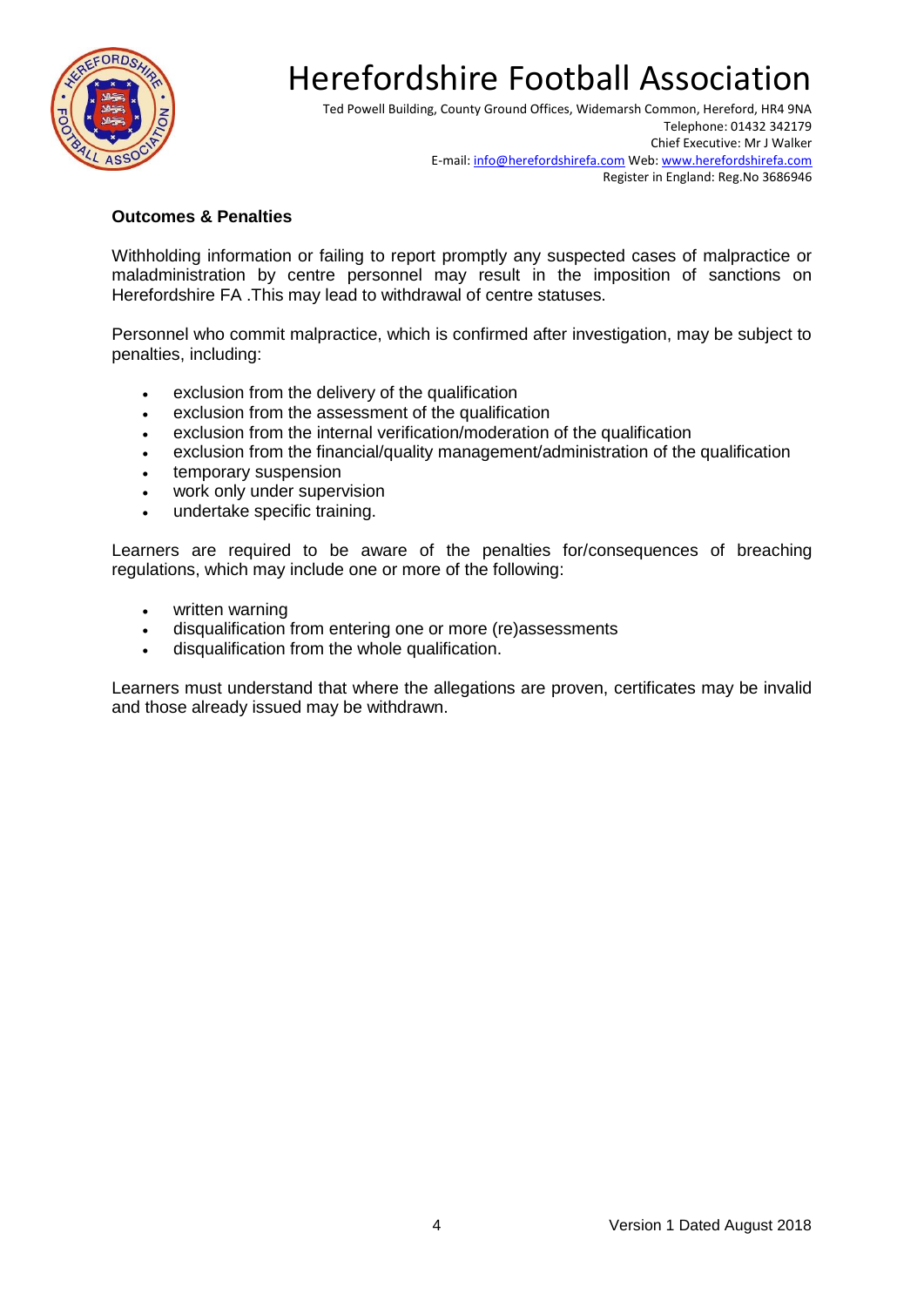**Outcomes & Penalties**

Withholding information or failing to report promptly any suspected cases of malpractice or maladministration by centre personnel may result in the imposition of sanctions on Herefordshire FA .This may lead to withdrawal of centre statuses.

Personnel who commit malpractice, which is confirmed after investigation, may be subject to penalties, including:

- exclusion from the delivery of the qualification
- exclusion from the assessment of the qualification
- exclusion from the internal verification/moderation of the qualification
- exclusion from the financial/quality management/administration of the qualification
- temporary suspension
- work only under supervision
- undertake specific training.

Learners are required to be aware of the penalties for/consequences of breaching regulations, which may include one or more of the following:

- written warning
- disqualification from entering one or more (re)assessments
- disqualification from the whole qualification.

Learners must understand that where the allegations are proven, certificates may be invalid and those already issued may be withdrawn.